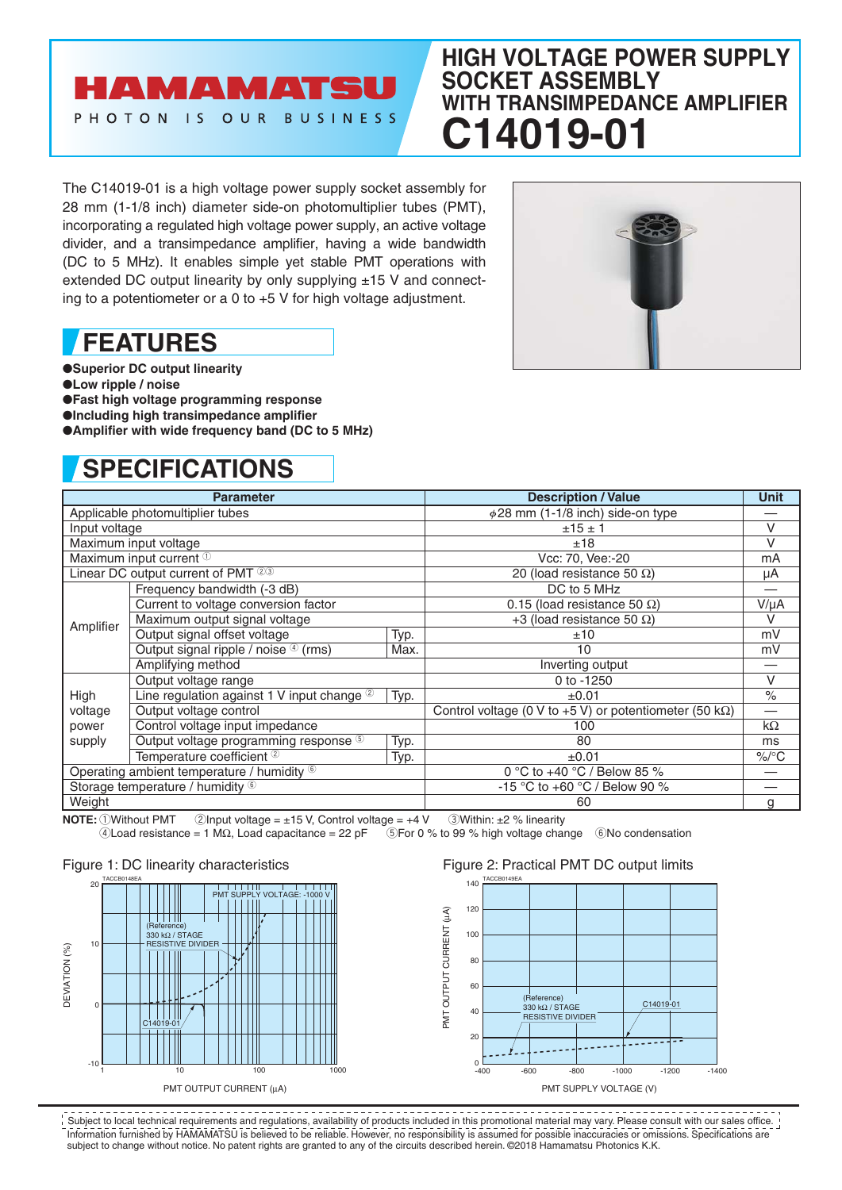# HAMAMATSU

PHOTON IS OUR BUSINESS

# HIGH VOLTAGE POWER SUPPLY SOCKET ASSEMBLY WITH TRANSIMPEDANCE AMPLIFIER

# C14019-01

The C14019-01 is a high voltage power supply socket assembly for 28 mm (1-1/8 inch) diameter side-on photomultiplier tubes (PMT), incorporating a regulated high voltage power supply, an active voltage divider, and a transimpedance amplifier, having a wide bandwidth (DC to 5 MHz). It enables simple yet stable PMT operations with extended DC output linearity by only supplying ±15 V and connecting to a potentiometer or a 0 to +5 V for high voltage adjustment.

## FEATURES

- Superior DC output linearity
- Low ripple / noise
- Fast high voltage programming response
- Including high transimpedance amplifier
- Amplifier with wide frequency band (DC to 5 MHz)

## SPECIFICATIONS

| Parameter | | | Description / Value | Unit |
|---|---|---|---|---|
| Applicable photomultiplier tubes | | | ϕ28 mm (1-1/8 inch) side-on type | — |
| Input voltage | | | ±15 ± 1 | V |
| Maximum input voltage | | | ±18 | V |
| Maximum input current ① | | | Vcc: 70, Vee:-20 | mA |
| Linear DC output current of PMT ②③ | | | 20 (load resistance 50 Ω) | μA |
| Amplifier | Frequency bandwidth (-3 dB) | | DC to 5 MHz | — |
| | Current to voltage conversion factor | | 0.15 (load resistance 50 Ω) | V/μA |
| | Maximum output signal voltage | | +3 (load resistance 50 Ω) | V |
| | Output signal offset voltage | Typ. | ±10 | mV |
| | Output signal ripple / noise ④ (rms) | Max. | 10 | mV |
| | Amplifying method | | Inverting output | — |
| High voltage power supply | Output voltage range | | 0 to -1250 | V |
| | Line regulation against 1 V input change ② | Typ. | ±0.01 | % |
| | Output voltage control | | Control voltage (0 V to +5 V) or potentiometer (50 kΩ) | — |
| | Control voltage input impedance | | 100 | kΩ |
| | Output voltage programming response ⑤ | Typ. | 80 | ms |
| | Temperature coefficient ② | Typ. | ±0.01 | %/°C |
| Operating ambient temperature / humidity ⑥ | | | 0 °C to +40 °C / Below 85 % | — |
| Storage temperature / humidity ⑥ | | | -15 °C to +60 °C / Below 90 % | — |
| Weight | | | 60 | g |

**NOTE:** ①Without PMT ②Input voltage = ±15 V, Control voltage = +4 V ③Within: ±2 % linearity
④Load resistance = 1 MΩ, Load capacitance = 22 pF ⑤For 0 % to 99 % high voltage change ⑥No condensation

Figure 1: DC linearity characteristics

Figure 2: Practical PMT DC output limits

Subject to local technical requirements and regulations, availability of products included in this promotional material may vary. Please consult with our sales office. Information furnished by HAMAMATSU is believed to be reliable. However, no responsibility is assumed for possible inaccuracies or omissions. Specifications are subject to change without notice. No patent rights are granted to any of the circuits described herein. ©2018 Hamamatsu Photonics K.K.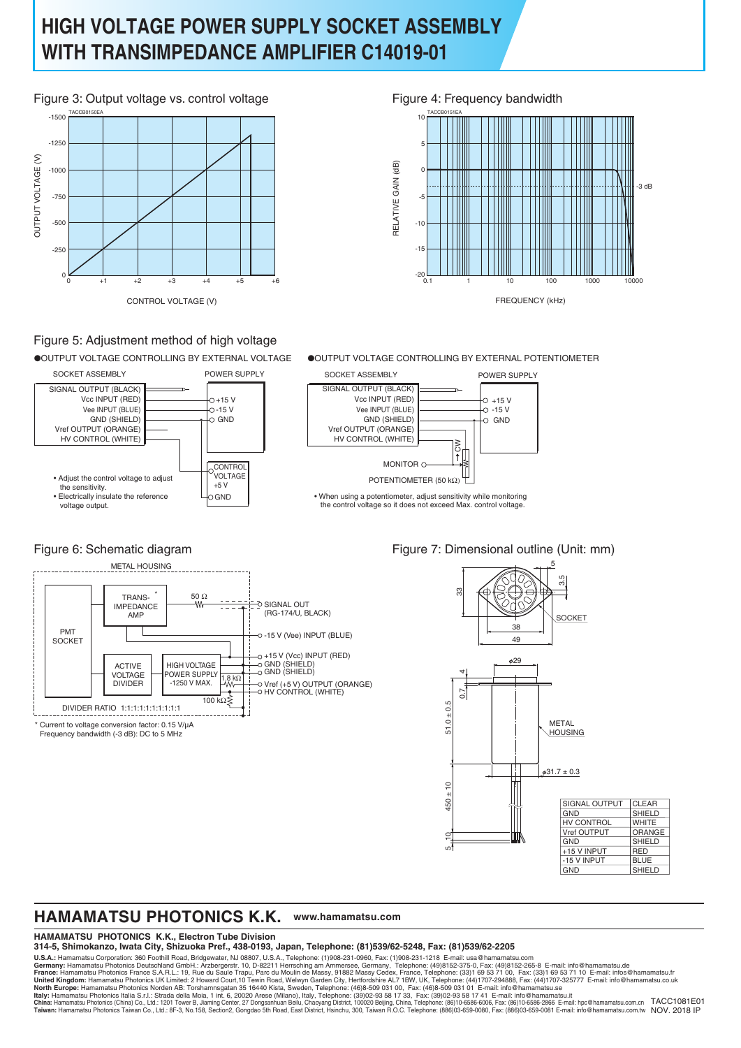# HIGH VOLTAGE POWER SUPPLY SOCKET ASSEMBLY WITH TRANSIMPEDANCE AMPLIFIER C14019-01

Figure 3: Output voltage vs. control voltage

TACCB0150EA

OUTPUT VOLTAGE (V)

-1500
-1250
-1000
-750
-500
-250
0

0 +1 +2 +3 +4 +5 +6

CONTROL VOLTAGE (V)

Figure 4: Frequency bandwidth

TACCB0151EA

RELATIVE GAIN (dB)

10
5
0
-5
-10
-15
-20

-3 dB

0.1 1 10 100 1000 10000

FREQUENCY (kHz)

Figure 5: Adjustment method of high voltage

●OUTPUT VOLTAGE CONTROLLING BY EXTERNAL VOLTAGE

SOCKET ASSEMBLY

SIGNAL OUTPUT (BLACK)
Vcc INPUT (RED)
Vee INPUT (BLUE)
GND (SHIELD)
Vref OUTPUT (ORANGE)
HV CONTROL (WHITE)

POWER SUPPLY

+15 V
-15 V
GND

CONTROL VOLTAGE
+5 V
GND

- Adjust the control voltage to adjust the sensitivity.
- Electrically insulate the reference voltage output.

●OUTPUT VOLTAGE CONTROLLING BY EXTERNAL POTENTIOMETER

SOCKET ASSEMBLY

SIGNAL OUTPUT (BLACK)
Vcc INPUT (RED)
Vee INPUT (BLUE)
GND (SHIELD)
Vref OUTPUT (ORANGE)
HV CONTROL (WHITE)

POWER SUPPLY

+15 V
-15 V
GND

CW

MONITOR

POTENTIOMETER (50 kΩ)

- When using a potentiometer, adjust sensitivity while monitoring the control voltage so it does not exceed Max. control voltage.

Figure 6: Schematic diagram

METAL HOUSING

PMT SOCKET

TRANS-IMPEDANCE AMP *

50 Ω

SIGNAL OUT (RG-174/U, BLACK)

-15 V (Vee) INPUT (BLUE)

ACTIVE VOLTAGE DIVIDER

HIGH VOLTAGE POWER SUPPLY -1250 V MAX.

1.8 kΩ

100 kΩ

+15 V (Vcc) INPUT (RED)
GND (SHIELD)
GND (SHIELD)
Vref (+5 V) OUTPUT (ORANGE)
HV CONTROL (WHITE)

DIVIDER RATIO 1:1:1:1:1:1:1:1:1:1

\* Current to voltage conversion factor: 0.15 V/μA
Frequency bandwidth (-3 dB): DC to 5 MHz

Figure 7: Dimensional outline (Unit: mm)

5
3.5
33
38
49
SOCKET

ϕ29
4
0.7
51.0 ± 0.5
METAL HOUSING
ϕ31.7 ± 0.3
450 ± 10
5
10

| | |
|---|---|
| SIGNAL OUTPUT | CLEAR |
| GND | SHIELD |
| HV CONTROL | WHITE |
| Vref OUTPUT | ORANGE |
| GND | SHIELD |
| +15 V INPUT | RED |
| -15 V INPUT | BLUE |
| GND | SHIELD |

## HAMAMATSU PHOTONICS K.K. www.hamamatsu.com

**HAMAMATSU PHOTONICS K.K., Electron Tube Division**
**314-5, Shimokanzo, Iwata City, Shizuoka Pref., 438-0193, Japan, Telephone: (81)539/62-5248, Fax: (81)539/62-2205**

**U.S.A.:** Hamamatsu Corporation: 360 Foothill Road, Bridgewater, NJ 08807, U.S.A., Telephone: (1)908-231-0960, Fax: (1)908-231-1218 E-mail: usa@hamamatsu.com
**Germany:** Hamamatsu Photonics Deutschland GmbH.: Arzbergerstr. 10, D-82211 Herrsching am Ammersee, Germany, Telephone: (49)8152-375-0, Fax: (49)8152-265-8 E-mail: info@hamamatsu.de
**France:** Hamamatsu Photonics France S.A.R.L.: 19, Rue du Saule Trapu, Parc du Moulin de Massy, 91882 Massy Cedex, France, Telephone: (33)1 69 53 71 00, Fax: (33)1 69 53 71 10 E-mail: infos@hamamatsu.fr
**United Kingdom:** Hamamatsu Photonics UK Limited: 2 Howard Court,10 Tewin Road, Welwyn Garden City, Hertfordshire AL7 1BW, UK, Telephone: (44)1707-294888, Fax: (44)1707-325777 E-mail: info@hamamatsu.co.uk
**North Europe:** Hamamatsu Photonics Norden AB: Torshamnsgatan 35 16440 Kista, Sweden, Telephone: (46)8-509 031 00, Fax: (46)8-509 031 01 E-mail: info@hamamatsu.se
**Italy:** Hamamatsu Photonics Italia S.r.l.: Strada della Moia, 1 int. 6, 20020 Arese (Milano), Italy, Telephone: (39)02-93 58 17 33, Fax: (39)02-93 58 17 41 E-mail: info@hamamatsu.it
**China:** Hamamatsu Photonics (China) Co., Ltd.: 1201 Tower B, Jiaming Center, 27 Dongsanhuan Beilu, Chaoyang District, 100020 Beijing, China, Telephone: (86)10-6586-6006, Fax: (86)10-6586-2866 E-mail: hpc@hamamatsu.com.cn
**Taiwan:** Hamamatsu Photonics Taiwan Co., Ltd.: 8F-3, No.158, Section2, Gongdao 5th Road, East District, Hsinchu, 300, Taiwan R.O.C. Telephone: (886)03-659-0080, Fax: (886)03-659-0081 E-mail: info@hamamatsu.com.tw

TACC1081E01
NOV. 2018 IP